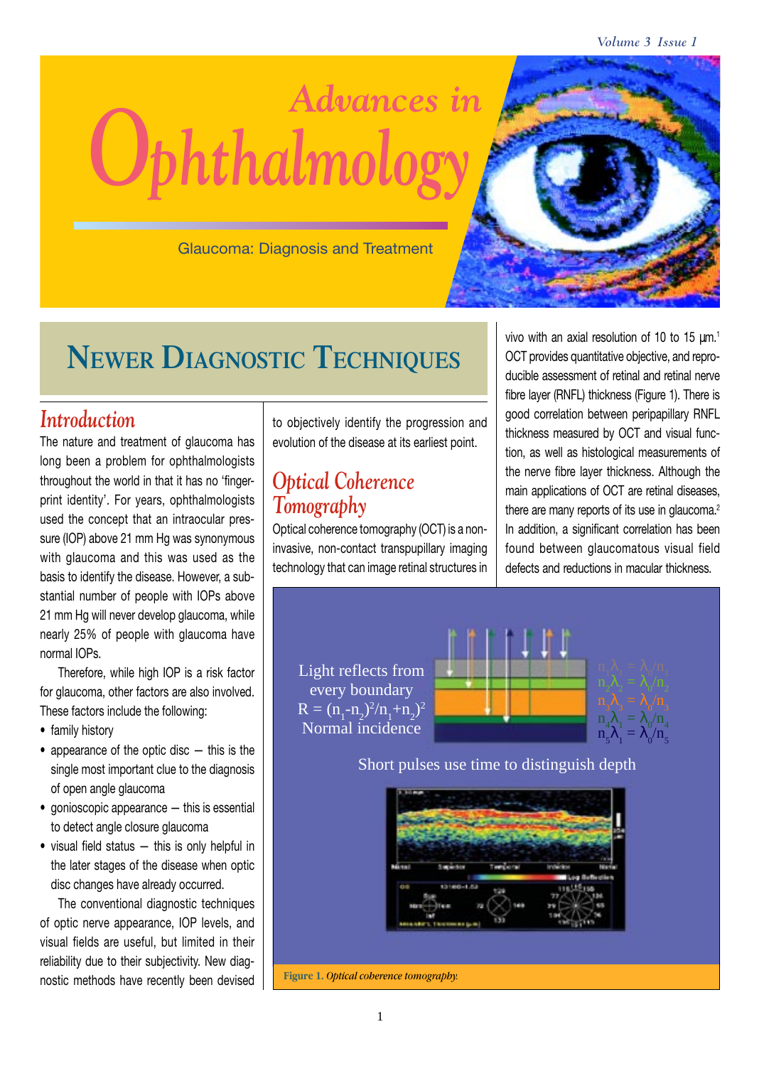# Advances in Ophthalmology

Glaucoma: Diagnosis and Treatment

## Newer Diagnostic Techniques

### *Introduction*

The nature and treatment of glaucoma has long been a problem for ophthalmologists throughout the world in that it has no 'fingerprint identity'. For years, ophthalmologists used the concept that an intraocular pressure (IOP) above 21 mm Hg was synonymous with glaucoma and this was used as the basis to identify the disease. However, a substantial number of people with IOPs above 21 mm Hg will never develop glaucoma, while nearly 25% of people with glaucoma have normal IOPs.

Therefore, while high IOP is a risk factor for glaucoma, other factors are also involved. These factors include the following:

- family history
- appearance of the optic disc – this is the single most important clue to the diagnosis of open angle glaucoma
- gonioscopic appearance – this is essential to detect angle closure glaucoma
- visual field status – this is only helpful in the later stages of the disease when optic disc changes have already occurred.

The conventional diagnostic techniques of optic nerve appearance, IOP levels, and visual fields are useful, but limited in their reliability due to their subjectivity. New diagnostic methods have recently been devised to objectively identify the progression and evolution of the disease at its earliest point.

### *Optical Coherence Tomography*

Optical coherence tomography (OCT) is a non-invasive, non-contact transpupillary imaging technology that can image retinal structures in vivo with an axial resolution of 10 to 15 µm.[1] OCT provides quantitative objective, and reproducible assessment of retinal and retinal nerve fibre layer (RNFL) thickness (Figure 1). There is good correlation between peripapillary RNFL thickness measured by OCT and visual function, as well as histological measurements of the nerve fibre layer thickness. Although the main applications of OCT are retinal diseases, there are many reports of its use in glaucoma.[2] In addition, a significant correlation has been found between glaucomatous visual field defects and reductions in macular thickness.

Light reflects from every boundary
$R = (n_1-n_2)^2/n_1+n_2)^2$
Normal incidence

$n_1\lambda_1 = \lambda_0/n_1$
$n_2\lambda_2 = \lambda_0/n_2$
$n_3\lambda_3 = \lambda_0/n_3$
$n_4\lambda_1 = \lambda_0/n_4$
$n_5\lambda_1 = \lambda_0/n_5$

Short pulses use time to distinguish depth

**Figure 1.** *Optical coherence tomography.*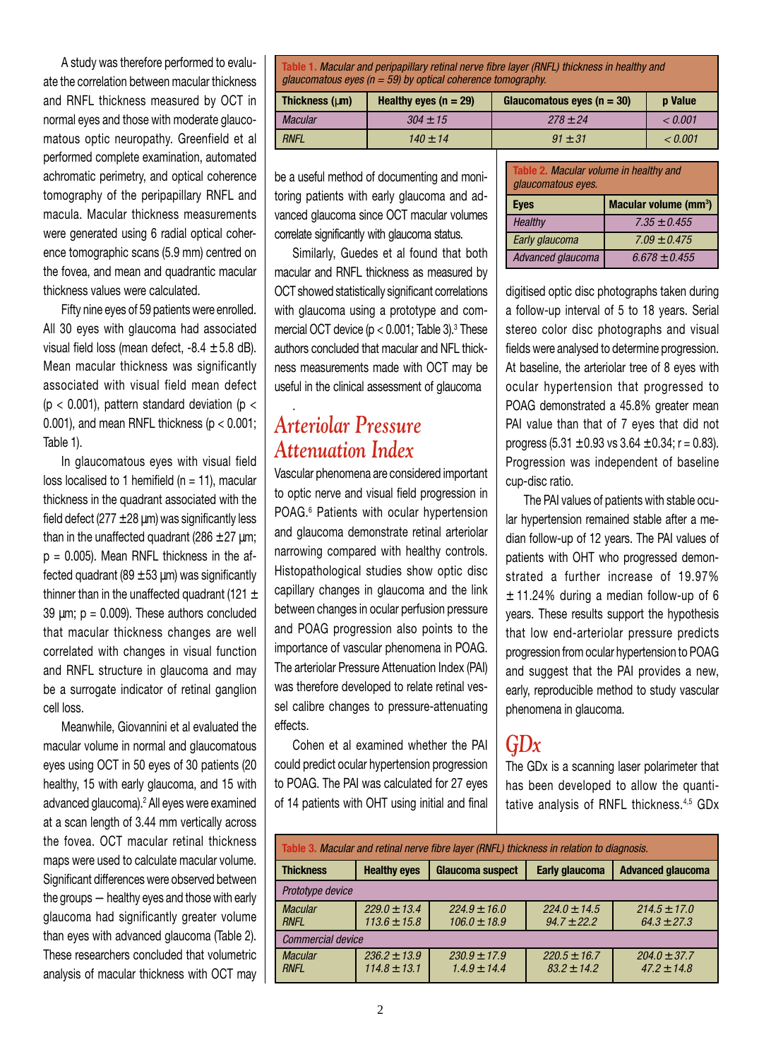A study was therefore performed to evaluate the correlation between macular thickness and RNFL thickness measured by OCT in normal eyes and those with moderate glaucomatous optic neuropathy. Greenfield et al performed complete examination, automated achromatic perimetry, and optical coherence tomography of the peripapillary RNFL and macula. Macular thickness measurements were generated using 6 radial optical coherence tomographic scans (5.9 mm) centred on the fovea, and mean and quadrantic macular thickness values were calculated.

Fifty nine eyes of 59 patients were enrolled. All 30 eyes with glaucoma had associated visual field loss (mean defect, -8.4 ± 5.8 dB). Mean macular thickness was significantly associated with visual field mean defect ($p < 0.001$), pattern standard deviation ($p < 0.001$), and mean RNFL thickness ($p < 0.001$; Table 1).

In glaucomatous eyes with visual field loss localised to 1 hemifield (n = 11), macular thickness in the quadrant associated with the field defect (277 ±28 µm) was significantly less than in the unaffected quadrant (286 ±27 µm; p = 0.005). Mean RNFL thickness in the affected quadrant (89 ±53 µm) was significantly thinner than in the unaffected quadrant (121 ± 39 µm; p = 0.009). These authors concluded that macular thickness changes are well correlated with changes in visual function and RNFL structure in glaucoma and may be a surrogate indicator of retinal ganglion cell loss.

Meanwhile, Giovannini et al evaluated the macular volume in normal and glaucomatous eyes using OCT in 50 eyes of 30 patients (20 healthy, 15 with early glaucoma, and 15 with advanced glaucoma).[2] All eyes were examined at a scan length of 3.44 mm vertically across the fovea. OCT macular retinal thickness maps were used to calculate macular volume. Significant differences were observed between the groups — healthy eyes and those with early glaucoma had significantly greater volume than eyes with advanced glaucoma (Table 2). These researchers concluded that volumetric analysis of macular thickness with OCT may be a useful method of documenting and monitoring patients with early glaucoma and advanced glaucoma since OCT macular volumes correlate significantly with glaucoma status.

**Table 1.** *Macular and peripapillary retinal nerve fibre layer (RNFL) thickness in healthy and glaucomatous eyes (n = 59) by optical coherence tomography.*

| Thickness (µm) | Healthy eyes (n = 29) | Glaucomatous eyes (n = 30) | p Value |
|---|---|---|---|
| *Macular* | *304 ± 15* | *278 ± 24* | *< 0.001* |
| *RNFL* | *140 ± 14* | *91 ± 31* | *< 0.001* |

**Table 2.** *Macular volume in healthy and glaucomatous eyes.*

| Eyes | Macular volume (mm³) |
|---|---|
| *Healthy* | *7.35 ± 0.455* |
| *Early glaucoma* | *7.09 ± 0.475* |
| *Advanced glaucoma* | *6.678 ± 0.455* |

Similarly, Guedes et al found that both macular and RNFL thickness as measured by OCT showed statistically significant correlations with glaucoma using a prototype and commercial OCT device ($p < 0.001$; Table 3).[3] These authors concluded that macular and NFL thickness measurements made with OCT may be useful in the clinical assessment of glaucoma.

## Arteriolar Pressure Attenuation Index

Vascular phenomena are considered important to optic nerve and visual field progression in POAG.[6] Patients with ocular hypertension and glaucoma demonstrate retinal arteriolar narrowing compared with healthy controls. Histopathological studies show optic disc capillary changes in glaucoma and the link between changes in ocular perfusion pressure and POAG progression also points to the importance of vascular phenomena in POAG. The arteriolar Pressure Attenuation Index (PAI) was therefore developed to relate retinal vessel calibre changes to pressure-attenuating effects.

Cohen et al examined whether the PAI could predict ocular hypertension progression to POAG. The PAI was calculated for 27 eyes of 14 patients with OHT using initial and final digitised optic disc photographs taken during a follow-up interval of 5 to 18 years. Serial stereo color disc photographs and visual fields were analysed to determine progression. At baseline, the arteriolar tree of 8 eyes with ocular hypertension that progressed to POAG demonstrated a 45.8% greater mean PAI value than that of 7 eyes that did not progress (5.31 ±0.93 vs 3.64 ±0.34; r = 0.83). Progression was independent of baseline cup-disc ratio.

The PAI values of patients with stable ocular hypertension remained stable after a median follow-up of 12 years. The PAI values of patients with OHT who progressed demonstrated a further increase of 19.97% ± 11.24% during a median follow-up of 6 years. These results support the hypothesis that low end-arteriolar pressure predicts progression from ocular hypertension to POAG and suggest that the PAI provides a new, early, reproducible method to study vascular phenomena in glaucoma.

## GDx

The GDx is a scanning laser polarimeter that has been developed to allow the quantitative analysis of RNFL thickness.[4,5] GDx

**Table 3.** *Macular and retinal nerve fibre layer (RNFL) thickness in relation to diagnosis.*

| Thickness | Healthy eyes | Glaucoma suspect | Early glaucoma | Advanced glaucoma |
|---|---|---|---|---|
| *Prototype device* | | | | |
| *Macular* | *229.0 ± 13.4* | *224.9 ± 16.0* | *224.0 ± 14.5* | *214.5 ± 17.0* |
| *RNFL* | *113.6 ± 15.8* | *106.0 ± 18.9* | *94.7 ± 22.2* | *64.3 ± 27.3* |
| *Commercial device* | | | | |
| *Macular* | *236.2 ± 13.9* | *230.9 ± 17.9* | *220.5 ± 16.7* | *204.0 ± 37.7* |
| *RNFL* | *114.8 ± 13.1* | *1.4.9 ± 14.4* | *83.2 ± 14.2* | *47.2 ± 14.8* |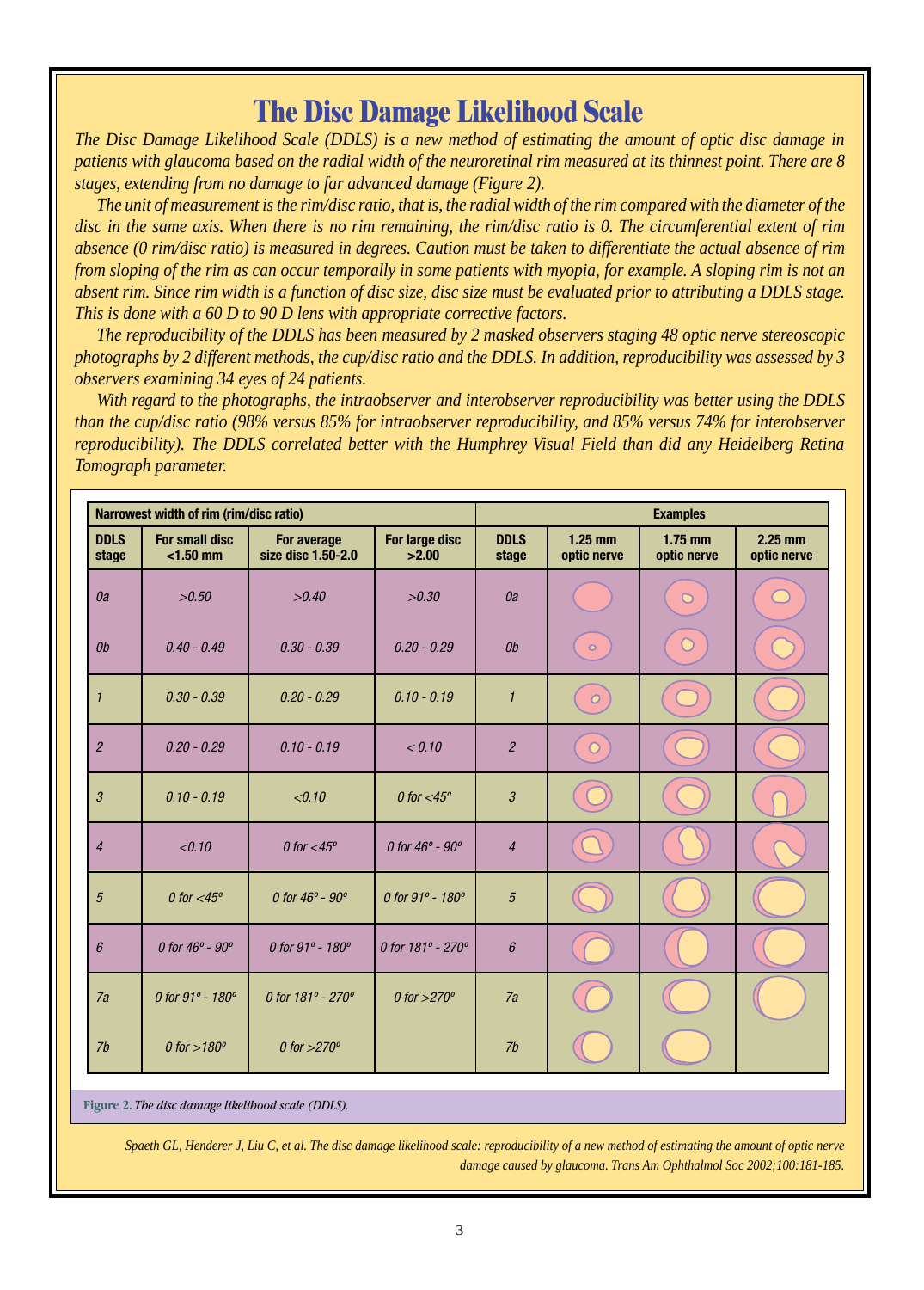# The Disc Damage Likelihood Scale

*The Disc Damage Likelihood Scale (DDLS) is a new method of estimating the amount of optic disc damage in patients with glaucoma based on the radial width of the neuroretinal rim measured at its thinnest point. There are 8 stages, extending from no damage to far advanced damage (Figure 2).*

*The unit of measurement is the rim/disc ratio, that is, the radial width of the rim compared with the diameter of the disc in the same axis. When there is no rim remaining, the rim/disc ratio is 0. The circumferential extent of rim absence (0 rim/disc ratio) is measured in degrees. Caution must be taken to differentiate the actual absence of rim from sloping of the rim as can occur temporally in some patients with myopia, for example. A sloping rim is not an absent rim. Since rim width is a function of disc size, disc size must be evaluated prior to attributing a DDLS stage. This is done with a 60 D to 90 D lens with appropriate corrective factors.*

*The reproducibility of the DDLS has been measured by 2 masked observers staging 48 optic nerve stereoscopic photographs by 2 different methods, the cup/disc ratio and the DDLS. In addition, reproducibility was assessed by 3 observers examining 34 eyes of 24 patients.*

*With regard to the photographs, the intraobserver and interobserver reproducibility was better using the DDLS than the cup/disc ratio (98% versus 85% for intraobserver reproducibility, and 85% versus 74% for interobserver reproducibility). The DDLS correlated better with the Humphrey Visual Field than did any Heidelberg Retina Tomograph parameter.*

| Narrowest width of rim (rim/disc ratio) | | | | Examples | | | |
|---|---|---|---|---|---|---|---|
| **DDLS stage** | **For small disc <1.50 mm** | **For average size disc 1.50-2.0** | **For large disc >2.00** | **DDLS stage** | **1.25 mm optic nerve** | **1.75 mm optic nerve** | **2.25 mm optic nerve** |
| 0a | >0.50 | >0.40 | >0.30 | 0a | | | |
| 0b | 0.40 - 0.49 | 0.30 - 0.39 | 0.20 - 0.29 | 0b | | | |
| 1 | 0.30 - 0.39 | 0.20 - 0.29 | 0.10 - 0.19 | 1 | | | |
| 2 | 0.20 - 0.29 | 0.10 - 0.19 | < 0.10 | 2 | | | |
| 3 | 0.10 - 0.19 | <0.10 | 0 for <45º | 3 | | | |
| 4 | <0.10 | 0 for <45º | 0 for 46º - 90º | 4 | | | |
| 5 | 0 for <45º | 0 for 46º - 90º | 0 for 91º - 180º | 5 | | | |
| 6 | 0 for 46º - 90º | 0 for 91º - 180º | 0 for 181º - 270º | 6 | | | |
| 7a | 0 for 91º - 180º | 0 for 181º - 270º | 0 for >270º | 7a | | | |
| 7b | 0 for >180º | 0 for >270º | | 7b | | | |

**Figure 2.** *The disc damage likelihood scale (DDLS).*

*Spaeth GL, Henderer J, Liu C, et al. The disc damage likelihood scale: reproducibility of a new method of estimating the amount of optic nerve damage caused by glaucoma. Trans Am Ophthalmol Soc 2002;100:181-185.*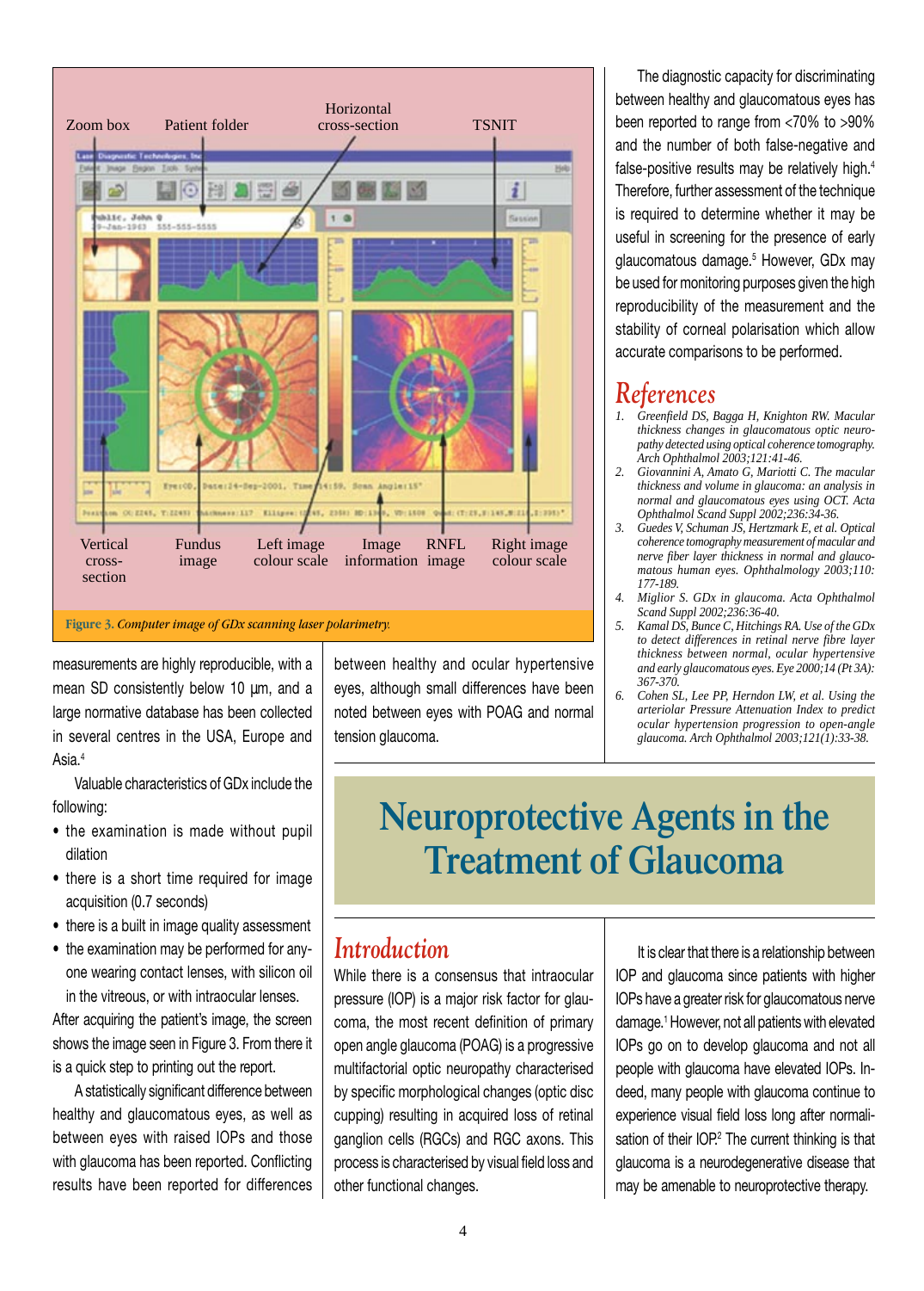Figure 3. *Computer image of GDx scanning laser polarimetry.*

measurements are highly reproducible, with a mean SD consistently below 10 µm, and a large normative database has been collected in several centres in the USA, Europe and Asia.[4]

Valuable characteristics of GDx include the following:

- the examination is made without pupil dilation
- there is a short time required for image acquisition (0.7 seconds)
- there is a built in image quality assessment
- the examination may be performed for anyone wearing contact lenses, with silicon oil in the vitreous, or with intraocular lenses.

After acquiring the patient's image, the screen shows the image seen in Figure 3. From there it is a quick step to printing out the report.

A statistically significant difference between healthy and glaucomatous eyes, as well as between eyes with raised IOPs and those with glaucoma has been reported. Conflicting results have been reported for differences between healthy and ocular hypertensive eyes, although small differences have been noted between eyes with POAG and normal tension glaucoma.

The diagnostic capacity for discriminating between healthy and glaucomatous eyes has been reported to range from <70% to >90% and the number of both false-negative and false-positive results may be relatively high.[4] Therefore, further assessment of the technique is required to determine whether it may be useful in screening for the presence of early glaucomatous damage.[5] However, GDx may be used for monitoring purposes given the high reproducibility of the measurement and the stability of corneal polarisation which allow accurate comparisons to be performed.

## References

1. *Greenfield DS, Bagga H, Knighton RW. Macular thickness changes in glaucomatous optic neuropathy detected using optical coherence tomography. Arch Ophthalmol 2003;121:41-46.*
2. *Giovannini A, Amato G, Mariotti C. The macular thickness and volume in glaucoma: an analysis in normal and glaucomatous eyes using OCT. Acta Ophthalmol Scand Suppl 2002;236:34-36.*
3. *Guedes V, Schuman JS, Hertzmark E, et al. Optical coherence tomography measurement of macular and nerve fiber layer thickness in normal and glaucomatous human eyes. Ophthalmology 2003;110: 177-189.*
4. *Miglior S. GDx in glaucoma. Acta Ophthalmol Scand Suppl 2002;236:36-40.*
5. *Kamal DS, Bunce C, Hitchings RA. Use of the GDx to detect differences in retinal nerve fibre layer thickness between normal, ocular hypertensive and early glaucomatous eyes. Eye 2000;14 (Pt 3A): 367-370.*
6. *Cohen SL, Lee PP, Herndon LW, et al. Using the arteriolar Pressure Attenuation Index to predict ocular hypertension progression to open-angle glaucoma. Arch Ophthalmol 2003;121(1):33-38.*

# Neuroprotective Agents in the Treatment of Glaucoma

## Introduction

While there is a consensus that intraocular pressure (IOP) is a major risk factor for glaucoma, the most recent definition of primary open angle glaucoma (POAG) is a progressive multifactorial optic neuropathy characterised by specific morphological changes (optic disc cupping) resulting in acquired loss of retinal ganglion cells (RGCs) and RGC axons. This process is characterised by visual field loss and other functional changes.

It is clear that there is a relationship between IOP and glaucoma since patients with higher IOPs have a greater risk for glaucomatous nerve damage.[1] However, not all patients with elevated IOPs go on to develop glaucoma and not all people with glaucoma have elevated IOPs. Indeed, many people with glaucoma continue to experience visual field loss long after normalisation of their IOP.[2] The current thinking is that glaucoma is a neurodegenerative disease that may be amenable to neuroprotective therapy.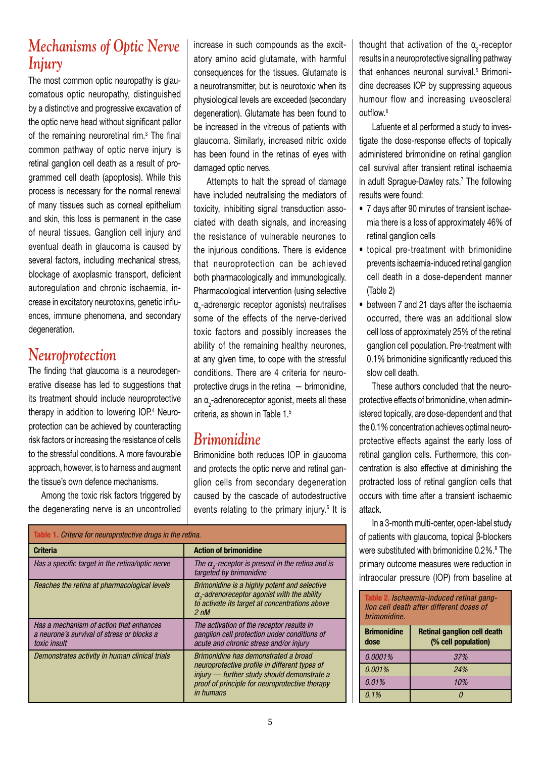## Mechanisms of Optic Nerve Injury

The most common optic neuropathy is glaucomatous optic neuropathy, distinguished by a distinctive and progressive excavation of the optic nerve head without significant pallor of the remaining neuroretinal rim.[3] The final common pathway of optic nerve injury is retinal ganglion cell death as a result of programmed cell death (apoptosis). While this process is necessary for the normal renewal of many tissues such as corneal epithelium and skin, this loss is permanent in the case of neural tissues. Ganglion cell injury and eventual death in glaucoma is caused by several factors, including mechanical stress, blockage of axoplasmic transport, deficient autoregulation and chronic ischaemia, increase in excitatory neurotoxins, genetic influences, immune phenomena, and secondary degeneration.

## Neuroprotection

The finding that glaucoma is a neurodegenerative disease has led to suggestions that its treatment should include neuroprotective therapy in addition to lowering IOP.[4] Neuroprotection can be achieved by counteracting risk factors or increasing the resistance of cells to the stressful conditions. A more favourable approach, however, is to harness and augment the tissue's own defence mechanisms.

Among the toxic risk factors triggered by the degenerating nerve is an uncontrolled increase in such compounds as the excitatory amino acid glutamate, with harmful consequences for the tissues. Glutamate is a neurotransmitter, but is neurotoxic when its physiological levels are exceeded (secondary degeneration). Glutamate has been found to be increased in the vitreous of patients with glaucoma. Similarly, increased nitric oxide has been found in the retinas of eyes with damaged optic nerves.

Attempts to halt the spread of damage have included neutralising the mediators of toxicity, inhibiting signal transduction associated with death signals, and increasing the resistance of vulnerable neurones to the injurious conditions. There is evidence that neuroprotection can be achieved both pharmacologically and immunologically. Pharmacological intervention (using selective $\alpha_2$-adrenergic receptor agonists) neutralises some of the effects of the nerve-derived toxic factors and possibly increases the ability of the remaining healthy neurones, at any given time, to cope with the stressful conditions. There are 4 criteria for neuroprotective drugs in the retina — brimonidine, an $\alpha_2$-adrenoreceptor agonist, meets all these criteria, as shown in Table 1.[5]

## Brimonidine

Brimonidine both reduces IOP in glaucoma and protects the optic nerve and retinal ganglion cells from secondary degeneration caused by the cascade of autodestructive events relating to the primary injury.[6] It is thought that activation of the $\alpha_2$-receptor results in a neuroprotective signalling pathway that enhances neuronal survival.[5] Brimonidine decreases IOP by suppressing aqueous humour flow and increasing uveoscleral outflow.[6]

Lafuente et al performed a study to investigate the dose-response effects of topically administered brimonidine on retinal ganglion cell survival after transient retinal ischaemia in adult Sprague-Dawley rats.[7] The following results were found:

- 7 days after 90 minutes of transient ischaemia there is a loss of approximately 46% of retinal ganglion cells
- topical pre-treatment with brimonidine prevents ischaemia-induced retinal ganglion cell death in a dose-dependent manner (Table 2)
- between 7 and 21 days after the ischaemia occurred, there was an additional slow cell loss of approximately 25% of the retinal ganglion cell population. Pre-treatment with 0.1% brimonidine significantly reduced this slow cell death.

These authors concluded that the neuroprotective effects of brimonidine, when administered topically, are dose-dependent and that the 0.1% concentration achieves optimal neuroprotective effects against the early loss of retinal ganglion cells. Furthermore, this concentration is also effective at diminishing the protracted loss of retinal ganglion cells that occurs with time after a transient ischaemic attack.

In a 3-month multi-center, open-label study of patients with glaucoma, topical β-blockers were substituted with brimonidine 0.2%.[8] The primary outcome measures were reduction in intraocular pressure (IOP) from baseline at

**Table 1.** *Criteria for neuroprotective drugs in the retina.*

| Criteria | Action of brimonidine |
|---|---|
| *Has a specific target in the retina/optic nerve* | *The $\alpha_2$-receptor is present in the retina and is targeted by brimonidine* |
| *Reaches the retina at pharmacological levels* | *Brimonidine is a highly potent and selective $\alpha_2$-adrenoreceptor agonist with the ability to activate its target at concentrations above 2 nM* |
| *Has a mechanism of action that enhances a neurone's survival of stress or blocks a toxic insult* | *The activation of the receptor results in ganglion cell protection under conditions of acute and chronic stress and/or injury* |
| *Demonstrates activity in human clinical trials* | *Brimonidine has demonstrated a broad neuroprotective profile in different types of injury — further study should demonstrate a proof of principle for neuroprotective therapy in humans* |

**Table 2.** *Ischaemia-induced retinal ganglion cell death after different doses of brimonidine.*

| Brimonidine dose | Retinal ganglion cell death (% cell population) |
|---|---|
| *0.0001%* | *37%* |
| *0.001%* | *24%* |
| *0.01%* | *10%* |
| *0.1%* | *0* |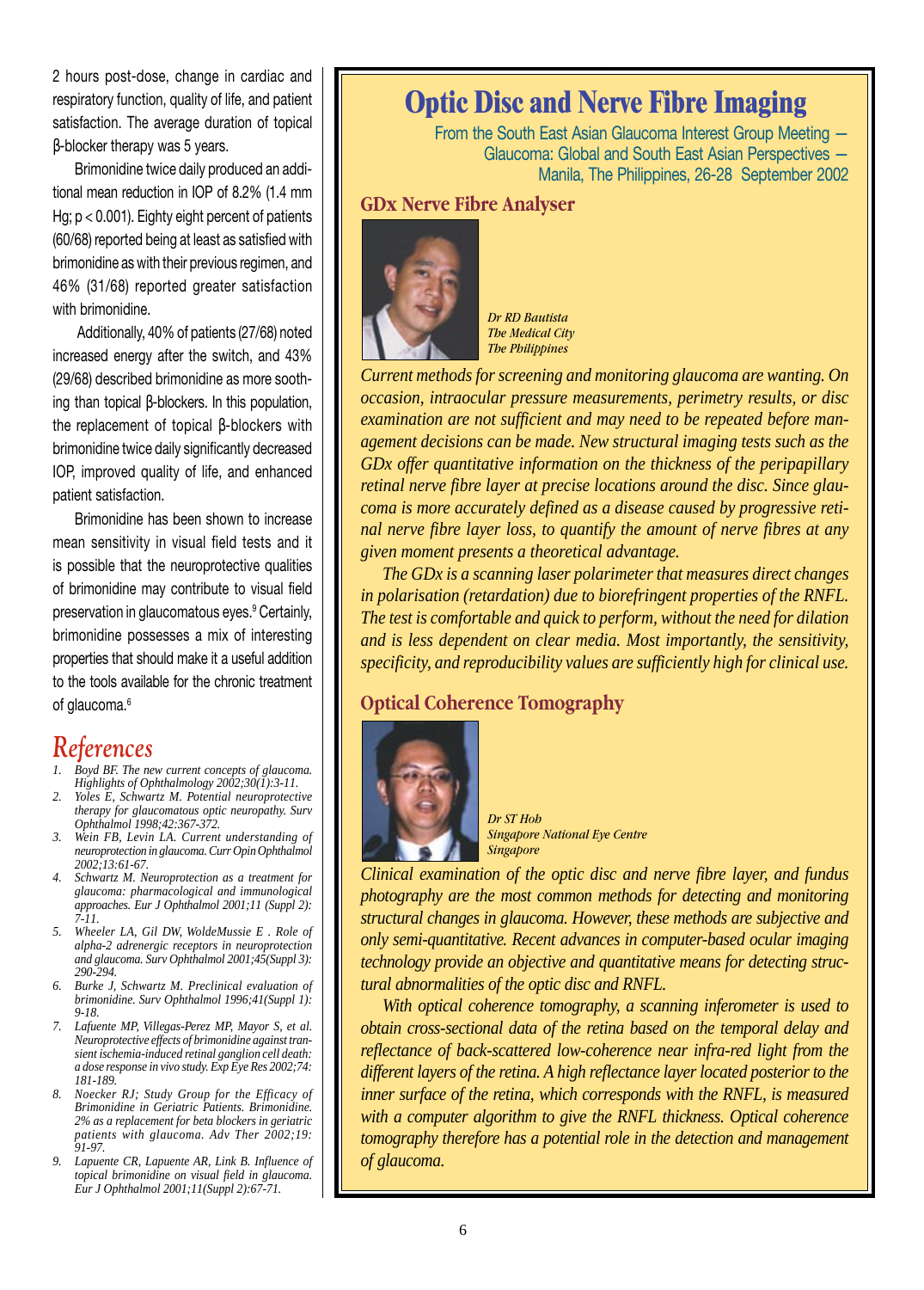2 hours post-dose, change in cardiac and respiratory function, quality of life, and patient satisfaction. The average duration of topical β-blocker therapy was 5 years.

Brimonidine twice daily produced an additional mean reduction in IOP of 8.2% (1.4 mm Hg; $p < 0.001$). Eighty eight percent of patients (60/68) reported being at least as satisfied with brimonidine as with their previous regimen, and 46% (31/68) reported greater satisfaction with brimonidine.

Additionally, 40% of patients (27/68) noted increased energy after the switch, and 43% (29/68) described brimonidine as more soothing than topical β-blockers. In this population, the replacement of topical β-blockers with brimonidine twice daily significantly decreased IOP, improved quality of life, and enhanced patient satisfaction.

Brimonidine has been shown to increase mean sensitivity in visual field tests and it is possible that the neuroprotective qualities of brimonidine may contribute to visual field preservation in glaucomatous eyes.[9] Certainly, brimonidine possesses a mix of interesting properties that should make it a useful addition to the tools available for the chronic treatment of glaucoma.[6]

## References

1. *Boyd BF. The new current concepts of glaucoma. Highlights of Ophthalmology 2002;30(1):3-11.*
2. *Yoles E, Schwartz M. Potential neuroprotective therapy for glaucomatous optic neuropathy. Surv Ophthalmol 1998;42:367-372.*
3. *Wein FB, Levin LA. Current understanding of neuroprotection in glaucoma. Curr Opin Ophthalmol 2002;13:61-67.*
4. *Schwartz M. Neuroprotection as a treatment for glaucoma: pharmacological and immunological approaches. Eur J Ophthalmol 2001;11 (Suppl 2): 7-11.*
5. *Wheeler LA, Gil DW, WoldeMussie E . Role of alpha-2 adrenergic receptors in neuroprotection and glaucoma. Surv Ophthalmol 2001;45(Suppl 3): 290-294.*
6. *Burke J, Schwartz M. Preclinical evaluation of brimonidine. Surv Ophthalmol 1996;41(Suppl 1): 9-18.*
7. *Lafuente MP, Villegas-Perez MP, Mayor S, et al. Neuroprotective effects of brimonidine against transient ischemia-induced retinal ganglion cell death: a dose response in vivo study. Exp Eye Res 2002;74: 181-189.*
8. *Noecker RJ; Study Group for the Efficacy of Brimonidine in Geriatric Patients. Brimonidine. 2% as a replacement for beta blockers in geriatric patients with glaucoma. Adv Ther 2002;19: 91-97.*
9. *Lapuente CR, Lapuente AR, Link B. Influence of topical brimonidine on visual field in glaucoma. Eur J Ophthalmol 2001;11(Suppl 2):67-71.*

# Optic Disc and Nerve Fibre Imaging

From the South East Asian Glaucoma Interest Group Meeting — Glaucoma: Global and South East Asian Perspectives — Manila, The Philippines, 26-28 September 2002

## GDx Nerve Fibre Analyser

*Dr RD Bautista*
*The Medical City*
*The Philippines*

*Current methods for screening and monitoring glaucoma are wanting. On occasion, intraocular pressure measurements, perimetry results, or disc examination are not sufficient and may need to be repeated before management decisions can be made. New structural imaging tests such as the GDx offer quantitative information on the thickness of the peripapillary retinal nerve fibre layer at precise locations around the disc. Since glaucoma is more accurately defined as a disease caused by progressive retinal nerve fibre layer loss, to quantify the amount of nerve fibres at any given moment presents a theoretical advantage.*

*The GDx is a scanning laser polarimeter that measures direct changes in polarisation (retardation) due to birefringent properties of the RNFL. The test is comfortable and quick to perform, without the need for dilation and is less dependent on clear media. Most importantly, the sensitivity, specificity, and reproducibility values are sufficiently high for clinical use.*

## Optical Coherence Tomography

*Dr ST Hoh*
*Singapore National Eye Centre*
*Singapore*

*Clinical examination of the optic disc and nerve fibre layer, and fundus photography are the most common methods for detecting and monitoring structural changes in glaucoma. However, these methods are subjective and only semi-quantitative. Recent advances in computer-based ocular imaging technology provide an objective and quantitative means for detecting structural abnormalities of the optic disc and RNFL.*

*With optical coherence tomography, a scanning inferometer is used to obtain cross-sectional data of the retina based on the temporal delay and reflectance of back-scattered low-coherence near infra-red light from the different layers of the retina. A high reflectance layer located posterior to the inner surface of the retina, which corresponds with the RNFL, is measured with a computer algorithm to give the RNFL thickness. Optical coherence tomography therefore has a potential role in the detection and management of glaucoma.*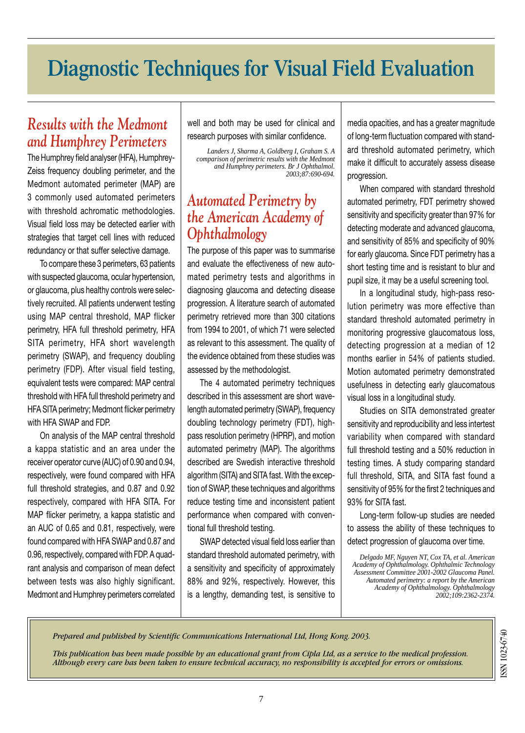# Diagnostic Techniques for Visual Field Evaluation

## Results with the Medmont and Humphrey Perimeters

The Humphrey field analyser (HFA), Humphrey-Zeiss frequency doubling perimeter, and the Medmont automated perimeter (MAP) are 3 commonly used automated perimeters with threshold achromatic methodologies. Visual field loss may be detected earlier with strategies that target cell lines with reduced redundancy or that suffer selective damage.

To compare these 3 perimeters, 63 patients with suspected glaucoma, ocular hypertension, or glaucoma, plus healthy controls were selectively recruited. All patients underwent testing using MAP central threshold, MAP flicker perimetry, HFA full threshold perimetry, HFA SITA perimetry, HFA short wavelength perimetry (SWAP), and frequency doubling perimetry (FDP). After visual field testing, equivalent tests were compared: MAP central threshold with HFA full threshold perimetry and HFA SITA perimetry; Medmont flicker perimetry with HFA SWAP and FDP.

On analysis of the MAP central threshold a kappa statistic and an area under the receiver operator curve (AUC) of 0.90 and 0.94, respectively, were found compared with HFA full threshold strategies, and 0.87 and 0.92 respectively, compared with HFA SITA. For MAP flicker perimetry, a kappa statistic and an AUC of 0.65 and 0.81, respectively, were found compared with HFA SWAP and 0.87 and 0.96, respectively, compared with FDP. A quadrant analysis and comparison of mean defect between tests was also highly significant. Medmont and Humphrey perimeters correlated well and both may be used for clinical and research purposes with similar confidence.

*Landers J, Sharma A, Goldberg I, Graham S. A comparison of perimetric results with the Medmont and Humphrey perimeters. Br J Ophthalmol. 2003;87:690-694.*

## Automated Perimetry by the American Academy of Ophthalmology

The purpose of this paper was to summarise and evaluate the effectiveness of new automated perimetry tests and algorithms in diagnosing glaucoma and detecting disease progression. A literature search of automated perimetry retrieved more than 300 citations from 1994 to 2001, of which 71 were selected as relevant to this assessment. The quality of the evidence obtained from these studies was assessed by the methodologist.

The 4 automated perimetry techniques described in this assessment are short wavelength automated perimetry (SWAP), frequency doubling technology perimetry (FDT), high-pass resolution perimetry (HPRP), and motion automated perimetry (MAP). The algorithms described are Swedish interactive threshold algorithm (SITA) and SITA fast. With the exception of SWAP, these techniques and algorithms reduce testing time and inconsistent patient performance when compared with conventional full threshold testing.

SWAP detected visual field loss earlier than standard threshold automated perimetry, with a sensitivity and specificity of approximately 88% and 92%, respectively. However, this is a lengthy, demanding test, is sensitive to media opacities, and has a greater magnitude of long-term fluctuation compared with standard threshold automated perimetry, which make it difficult to accurately assess disease progression.

When compared with standard threshold automated perimetry, FDT perimetry showed sensitivity and specificity greater than 97% for detecting moderate and advanced glaucoma, and sensitivity of 85% and specificity of 90% for early glaucoma. Since FDT perimetry has a short testing time and is resistant to blur and pupil size, it may be a useful screening tool.

In a longitudinal study, high-pass resolution perimetry was more effective than standard threshold automated perimetry in monitoring progressive glaucomatous loss, detecting progression at a median of 12 months earlier in 54% of patients studied. Motion automated perimetry demonstrated usefulness in detecting early glaucomatous visual loss in a longitudinal study.

Studies on SITA demonstrated greater sensitivity and reproducibility and less intertest variability when compared with standard full threshold testing and a 50% reduction in testing times. A study comparing standard full threshold, SITA, and SITA fast found a sensitivity of 95% for the first 2 techniques and 93% for SITA fast.

Long-term follow-up studies are needed to assess the ability of these techniques to detect progression of glaucoma over time.

*Delgado MF, Nguyen NT, Cox TA, et al. American Academy of Ophthalmology. Ophthalmic Technology Assessment Committee 2001-2002 Glaucoma Panel. Automated perimetry: a report by the American Academy of Ophthalmology. Ophthalmology 2002;109:2362-2374.*

---

*Prepared and published by Scientific Communications International Ltd, Hong Kong. 2003.*

*This publication has been made possible by an educational grant from Cipla Ltd, as a service to the medical profession. Although every care has been taken to ensure technical accuracy, no responsibility is accepted for errors or omissions.*

ISSN 1023-6740